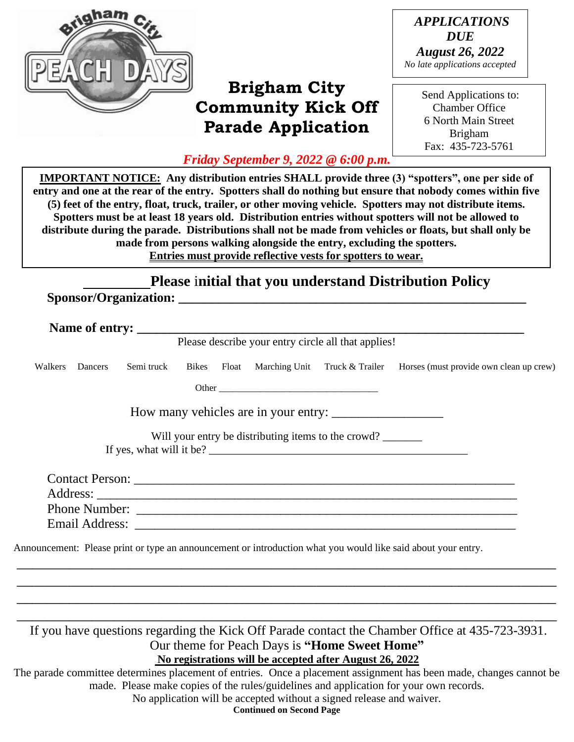Brigham City PEACH DAYS

# Brigham City Community Kick Off Parade Application

***APPLICATIONS DUE***
***August 26, 2022***
*No late applications accepted*

Send Applications to:
Chamber Office
6 North Main Street
Brigham
Fax: 435-723-5761

*Friday September 9, 2022 @ 6:00 p.m.*

**IMPORTANT NOTICE: Any distribution entries SHALL provide three (3) "spotters", one per side of entry and one at the rear of the entry. Spotters shall do nothing but ensure that nobody comes within five (5) feet of the entry, float, truck, trailer, or other moving vehicle. Spotters may not distribute items. Spotters must be at least 18 years old. Distribution entries without spotters will not be allowed to distribute during the parade. Distributions shall not be made from vehicles or floats, but shall only be made from persons walking alongside the entry, excluding the spotters.**
**Entries must provide reflective vests for spotters to wear.**

**_________Please initial that you understand Distribution Policy**

**Sponsor/Organization: ________________________________________________**

**Name of entry: _______________________________________________________**

Please describe your entry circle all that applies!

Walkers  Dancers  Semi truck  Bikes  Float  Marching Unit  Truck & Trailer  Horses (must provide own clean up crew)

Other _________________________________

How many vehicles are in your entry: _________________

Will your entry be distributing items to the crowd? _______
If yes, what will it be? ______________________________________________

Contact Person: ______________________________________________________
Address: _________________________________________________________
Phone Number: ______________________________________________________
Email Address: ______________________________________________________

Announcement: Please print or type an announcement or introduction what you would like said about your entry.

___________________________________________________________________________
___________________________________________________________________________
___________________________________________________________________________
___________________________________________________________________________

If you have questions regarding the Kick Off Parade contact the Chamber Office at 435-723-3931.
Our theme for Peach Days is **"Home Sweet Home"**
**No registrations will be accepted after August 26, 2022**

The parade committee determines placement of entries. Once a placement assignment has been made, changes cannot be made. Please make copies of the rules/guidelines and application for your own records.
No application will be accepted without a signed release and waiver.

**Continued on Second Page**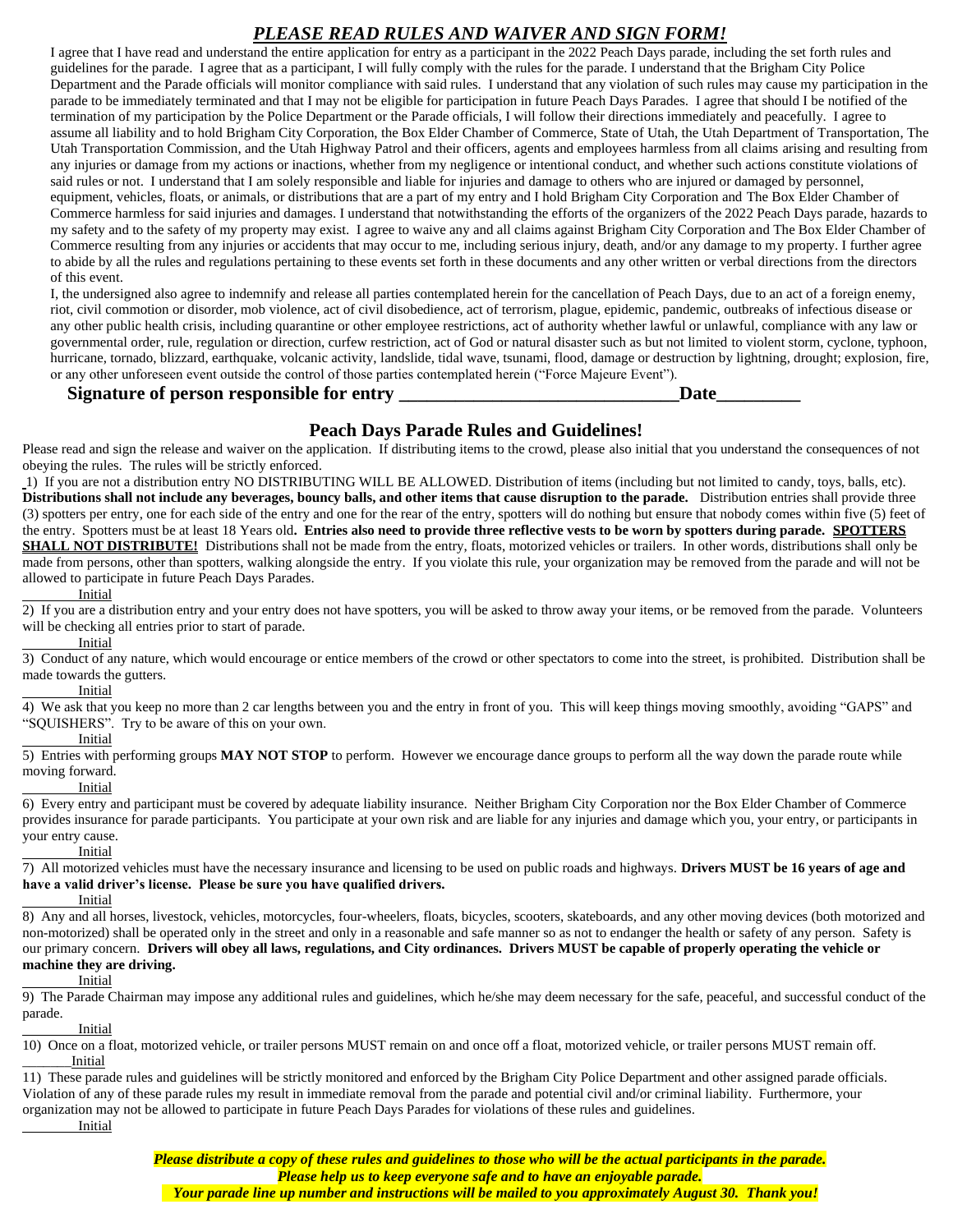## *PLEASE READ RULES AND WAIVER AND SIGN FORM!*

I agree that I have read and understand the entire application for entry as a participant in the 2022 Peach Days parade, including the set forth rules and guidelines for the parade. I agree that as a participant, I will fully comply with the rules for the parade. I understand that the Brigham City Police Department and the Parade officials will monitor compliance with said rules. I understand that any violation of such rules may cause my participation in the parade to be immediately terminated and that I may not be eligible for participation in future Peach Days Parades. I agree that should I be notified of the termination of my participation by the Police Department or the Parade officials, I will follow their directions immediately and peacefully. I agree to assume all liability and to hold Brigham City Corporation, the Box Elder Chamber of Commerce, State of Utah, the Utah Department of Transportation, The Utah Transportation Commission, and the Utah Highway Patrol and their officers, agents and employees harmless from all claims arising and resulting from any injuries or damage from my actions or inactions, whether from my negligence or intentional conduct, and whether such actions constitute violations of said rules or not. I understand that I am solely responsible and liable for injuries and damage to others who are injured or damaged by personnel, equipment, vehicles, floats, or animals, or distributions that are a part of my entry and I hold Brigham City Corporation and The Box Elder Chamber of Commerce harmless for said injuries and damages. I understand that notwithstanding the efforts of the organizers of the 2022 Peach Days parade, hazards to my safety and to the safety of my property may exist. I agree to waive any and all claims against Brigham City Corporation and The Box Elder Chamber of Commerce resulting from any injuries or accidents that may occur to me, including serious injury, death, and/or any damage to my property. I further agree to abide by all the rules and regulations pertaining to these events set forth in these documents and any other written or verbal directions from the directors of this event.

I, the undersigned also agree to indemnify and release all parties contemplated herein for the cancellation of Peach Days, due to an act of a foreign enemy, riot, civil commotion or disorder, mob violence, act of civil disobedience, act of terrorism, plague, epidemic, pandemic, outbreaks of infectious disease or any other public health crisis, including quarantine or other employee restrictions, act of authority whether lawful or unlawful, compliance with any law or governmental order, rule, regulation or direction, curfew restriction, act of God or natural disaster such as but not limited to violent storm, cyclone, typhoon, hurricane, tornado, blizzard, earthquake, volcanic activity, landslide, tidal wave, tsunami, flood, damage or destruction by lightning, drought; explosion, fire, or any other unforeseen event outside the control of those parties contemplated herein ("Force Majeure Event").

**Signature of person responsible for entry \_\_\_\_\_\_\_\_\_\_\_\_\_\_\_\_\_\_\_\_\_\_\_\_\_\_\_\_\_\_Date\_\_\_\_\_\_\_\_\_**

## Peach Days Parade Rules and Guidelines!

Please read and sign the release and waiver on the application. If distributing items to the crowd, please also initial that you understand the consequences of not obeying the rules. The rules will be strictly enforced.

1) If you are not a distribution entry NO DISTRIBUTING WILL BE ALLOWED. Distribution of items (including but not limited to candy, toys, balls, etc). **Distributions shall not include any beverages, bouncy balls, and other items that cause disruption to the parade.** Distribution entries shall provide three (3) spotters per entry, one for each side of the entry and one for the rear of the entry, spotters will do nothing but ensure that nobody comes within five (5) feet of the entry. Spotters must be at least 18 Years old**. Entries also need to provide three reflective vests to be worn by spotters during parade. SPOTTERS SHALL NOT DISTRIBUTE!** Distributions shall not be made from the entry, floats, motorized vehicles or trailers. In other words, distributions shall only be made from persons, other than spotters, walking alongside the entry. If you violate this rule, your organization may be removed from the parade and will not be allowed to participate in future Peach Days Parades.

\_\_\_\_\_\_\_\_Initial

2) If you are a distribution entry and your entry does not have spotters, you will be asked to throw away your items, or be removed from the parade. Volunteers will be checking all entries prior to start of parade.

\_\_\_\_\_\_\_\_Initial

3) Conduct of any nature, which would encourage or entice members of the crowd or other spectators to come into the street, is prohibited. Distribution shall be made towards the gutters.

\_\_\_\_\_\_\_\_Initial

4) We ask that you keep no more than 2 car lengths between you and the entry in front of you. This will keep things moving smoothly, avoiding "GAPS" and "SQUISHERS". Try to be aware of this on your own.

\_\_\_\_\_\_\_\_Initial

5) Entries with performing groups **MAY NOT STOP** to perform. However we encourage dance groups to perform all the way down the parade route while moving forward.

\_\_\_\_\_\_\_\_Initial

6) Every entry and participant must be covered by adequate liability insurance. Neither Brigham City Corporation nor the Box Elder Chamber of Commerce provides insurance for parade participants. You participate at your own risk and are liable for any injuries and damage which you, your entry, or participants in your entry cause.

\_\_\_\_\_\_\_\_Initial

7) All motorized vehicles must have the necessary insurance and licensing to be used on public roads and highways. **Drivers MUST be 16 years of age and have a valid driver's license. Please be sure you have qualified drivers.**

\_\_\_\_\_\_\_\_Initial

8) Any and all horses, livestock, vehicles, motorcycles, four-wheelers, floats, bicycles, scooters, skateboards, and any other moving devices (both motorized and non-motorized) shall be operated only in the street and only in a reasonable and safe manner so as not to endanger the health or safety of any person. Safety is our primary concern. **Drivers will obey all laws, regulations, and City ordinances. Drivers MUST be capable of properly operating the vehicle or machine they are driving.**

\_\_\_\_\_\_\_\_Initial

9) The Parade Chairman may impose any additional rules and guidelines, which he/she may deem necessary for the safe, peaceful, and successful conduct of the parade.

\_\_\_\_\_\_\_\_Initial

10) Once on a float, motorized vehicle, or trailer persons MUST remain on and once off a float, motorized vehicle, or trailer persons MUST remain off.

\_\_\_\_\_\_\_Initial

11) These parade rules and guidelines will be strictly monitored and enforced by the Brigham City Police Department and other assigned parade officials. Violation of any of these parade rules my result in immediate removal from the parade and potential civil and/or criminal liability. Furthermore, your organization may not be allowed to participate in future Peach Days Parades for violations of these rules and guidelines.

\_\_\_\_\_\_\_\_Initial

***Please distribute a copy of these rules and guidelines to those who will be the actual participants in the parade.***
***Please help us to keep everyone safe and to have an enjoyable parade.***
***Your parade line up number and instructions will be mailed to you approximately August 30. Thank you!***